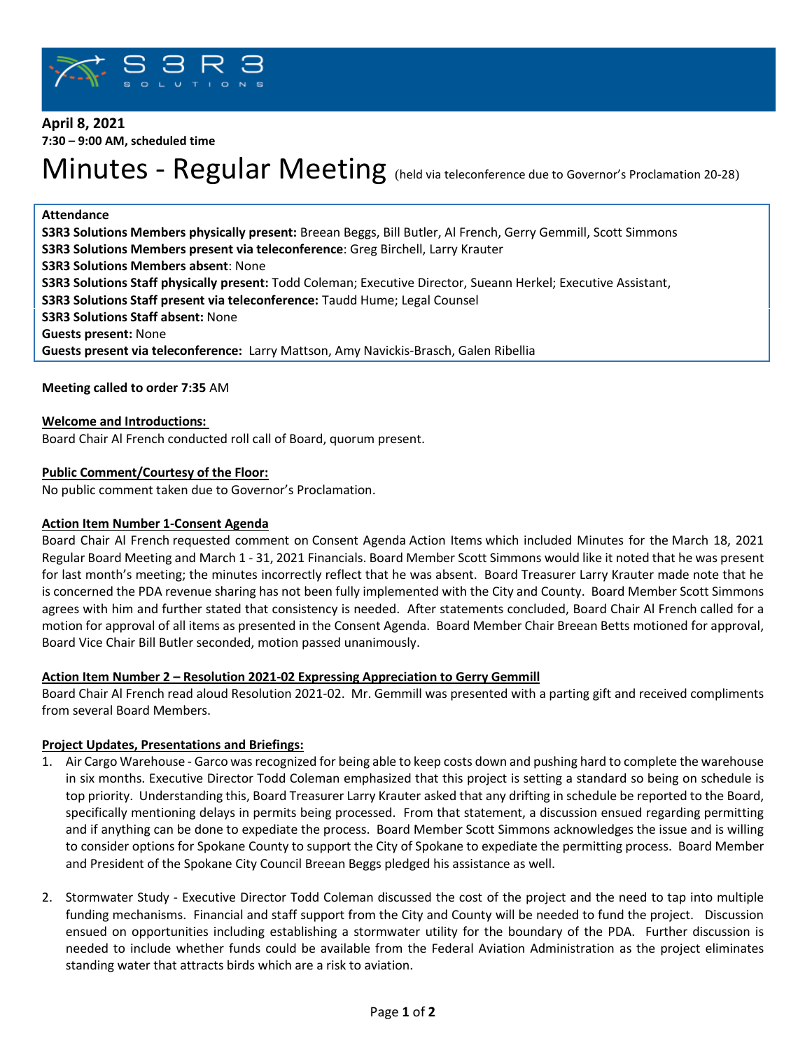**April 8, 2021**

**7:30 – 9:00 AM, scheduled time**

# Minutes - Regular Meeting (held via teleconference due to Governor's Proclamation 20-28)

**Attendance**

**S3R3 Solutions Members physically present:** Breean Beggs, Bill Butler, Al French, Gerry Gemmill, Scott Simmons

**S3R3 Solutions Members present via teleconference**: Greg Birchell, Larry Krauter

**S3R3 Solutions Members absent**: None

**S3R3 Solutions Staff physically present:** Todd Coleman; Executive Director, Sueann Herkel; Executive Assistant,

**S3R3 Solutions Staff present via teleconference:** Taudd Hume; Legal Counsel

**S3R3 Solutions Staff absent:** None

**Guests present:** None

**Guests present via teleconference:** Larry Mattson, Amy Navickis-Brasch, Galen Ribellia

**Meeting called to order 7:35** AM

**Welcome and Introductions:**

Board Chair Al French conducted roll call of Board, quorum present.

**Public Comment/Courtesy of the Floor:**

No public comment taken due to Governor's Proclamation.

**Action Item Number 1-Consent Agenda**

Board Chair Al French requested comment on Consent Agenda Action Items which included Minutes for the March 18, 2021 Regular Board Meeting and March 1 - 31, 2021 Financials. Board Member Scott Simmons would like it noted that he was present for last month's meeting; the minutes incorrectly reflect that he was absent. Board Treasurer Larry Krauter made note that he is concerned the PDA revenue sharing has not been fully implemented with the City and County. Board Member Scott Simmons agrees with him and further stated that consistency is needed. After statements concluded, Board Chair Al French called for a motion for approval of all items as presented in the Consent Agenda. Board Member Chair Breean Betts motioned for approval, Board Vice Chair Bill Butler seconded, motion passed unanimously.

**Action Item Number 2 – Resolution 2021-02 Expressing Appreciation to Gerry Gemmill**

Board Chair Al French read aloud Resolution 2021-02. Mr. Gemmill was presented with a parting gift and received compliments from several Board Members.

**Project Updates, Presentations and Briefings:**

1. Air Cargo Warehouse - Garco was recognized for being able to keep costs down and pushing hard to complete the warehouse in six months. Executive Director Todd Coleman emphasized that this project is setting a standard so being on schedule is top priority. Understanding this, Board Treasurer Larry Krauter asked that any drifting in schedule be reported to the Board, specifically mentioning delays in permits being processed. From that statement, a discussion ensued regarding permitting and if anything can be done to expediate the process. Board Member Scott Simmons acknowledges the issue and is willing to consider options for Spokane County to support the City of Spokane to expediate the permitting process. Board Member and President of the Spokane City Council Breean Beggs pledged his assistance as well.

2. Stormwater Study - Executive Director Todd Coleman discussed the cost of the project and the need to tap into multiple funding mechanisms. Financial and staff support from the City and County will be needed to fund the project. Discussion ensued on opportunities including establishing a stormwater utility for the boundary of the PDA. Further discussion is needed to include whether funds could be available from the Federal Aviation Administration as the project eliminates standing water that attracts birds which are a risk to aviation.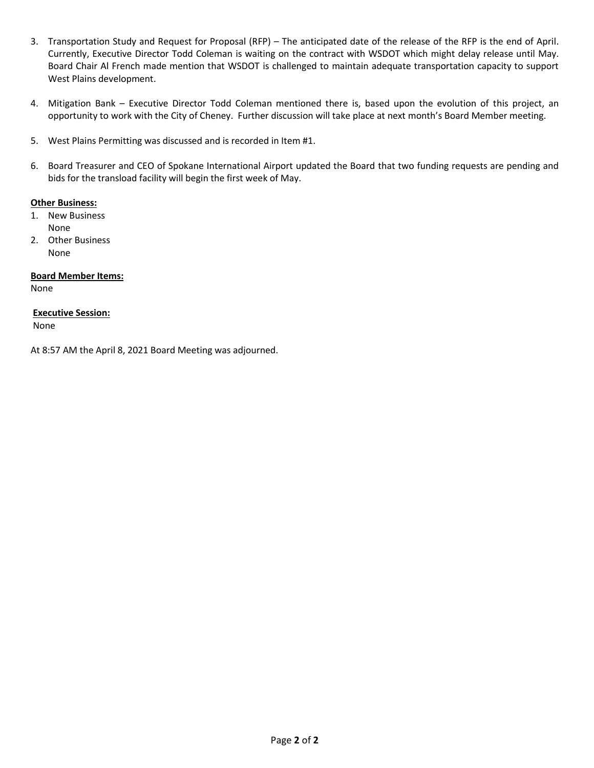3. Transportation Study and Request for Proposal (RFP) – The anticipated date of the release of the RFP is the end of April. Currently, Executive Director Todd Coleman is waiting on the contract with WSDOT which might delay release until May. Board Chair Al French made mention that WSDOT is challenged to maintain adequate transportation capacity to support West Plains development.

4. Mitigation Bank – Executive Director Todd Coleman mentioned there is, based upon the evolution of this project, an opportunity to work with the City of Cheney. Further discussion will take place at next month's Board Member meeting.

5. West Plains Permitting was discussed and is recorded in Item #1.

6. Board Treasurer and CEO of Spokane International Airport updated the Board that two funding requests are pending and bids for the transload facility will begin the first week of May.

**Other Business:**

1. New Business
   None
2. Other Business
   None

**Board Member Items:**

None

**Executive Session:**

None

At 8:57 AM the April 8, 2021 Board Meeting was adjourned.